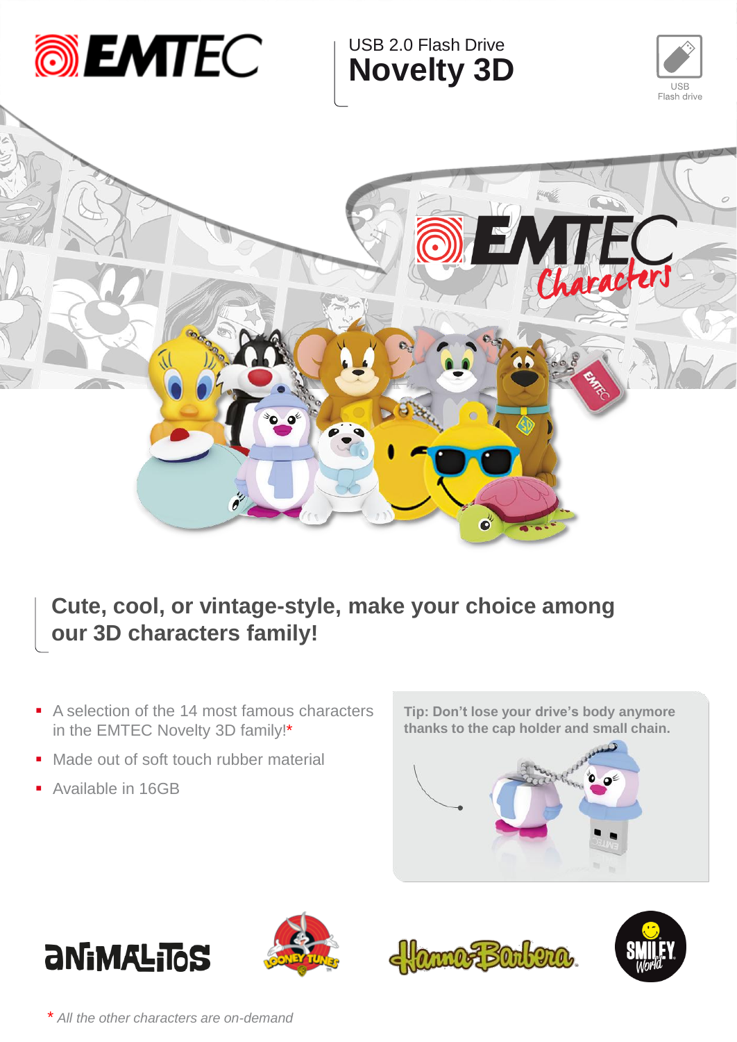EMTEC

USB 2.0 Flash Drive

# Novelty 3D

USB Flash drive

## Cute, cool, or vintage-style, make your choice among our 3D characters family!

- A selection of the 14 most famous characters in the EMTEC Novelty 3D family!*
- Made out of soft touch rubber material
- Available in 16GB

**Tip: Don't lose your drive's body anymore thanks to the cap holder and small chain.**

*All the other characters are on-demand*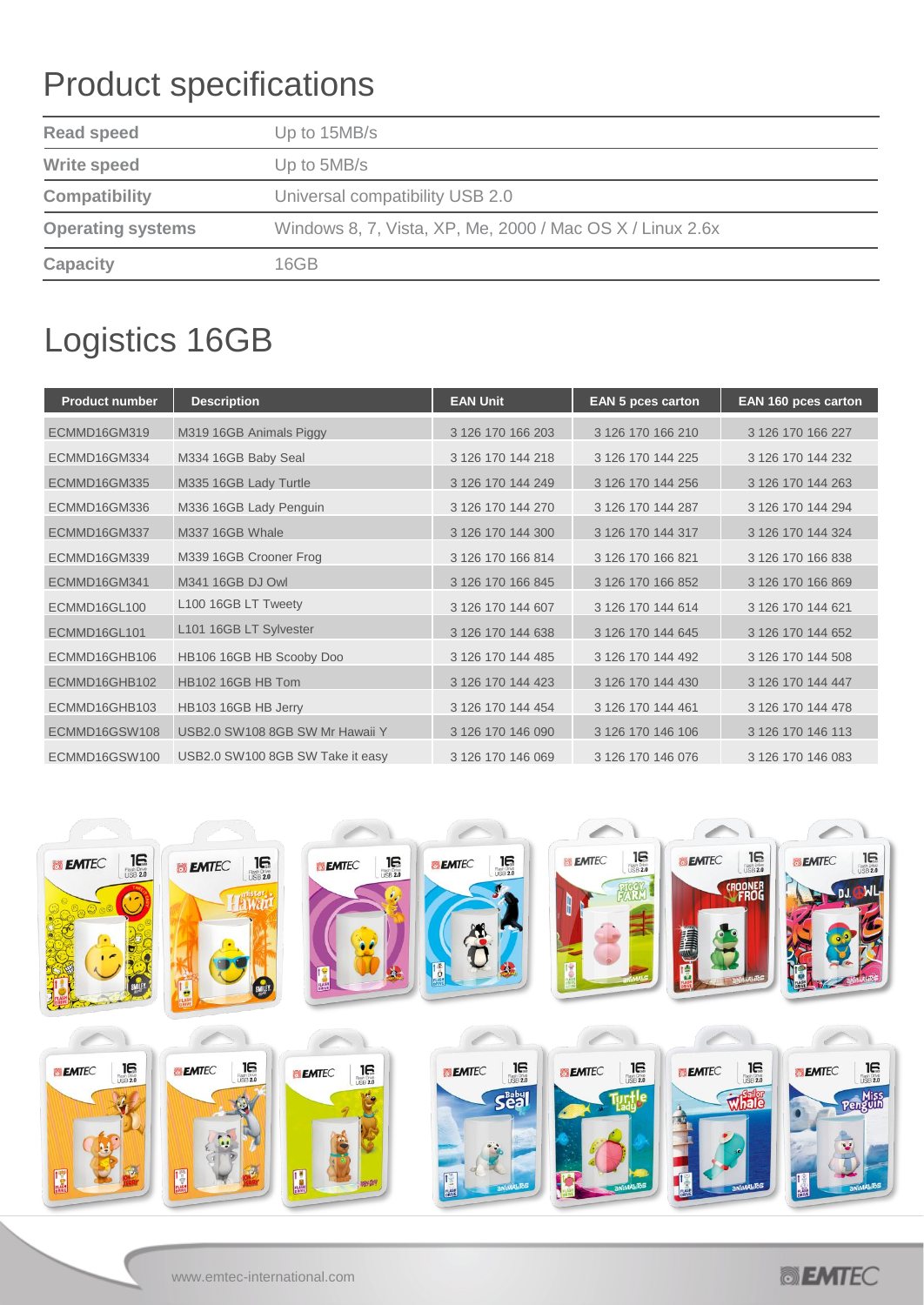# Product specifications

| | |
|---|---|
| **Read speed** | Up to 15MB/s |
| **Write speed** | Up to 5MB/s |
| **Compatibility** | Universal compatibility USB 2.0 |
| **Operating systems** | Windows 8, 7, Vista, XP, Me, 2000 / Mac OS X / Linux 2.6x |
| **Capacity** | 16GB |

# Logistics 16GB

| Product number | Description | EAN Unit | EAN 5 pces carton | EAN 160 pces carton |
|---|---|---|---|---|
| ECMMD16GM319 | M319 16GB Animals Piggy | 3 126 170 166 203 | 3 126 170 166 210 | 3 126 170 166 227 |
| ECMMD16GM334 | M334 16GB Baby Seal | 3 126 170 144 218 | 3 126 170 144 225 | 3 126 170 144 232 |
| ECMMD16GM335 | M335 16GB Lady Turtle | 3 126 170 144 249 | 3 126 170 144 256 | 3 126 170 144 263 |
| ECMMD16GM336 | M336 16GB Lady Penguin | 3 126 170 144 270 | 3 126 170 144 287 | 3 126 170 144 294 |
| ECMMD16GM337 | M337 16GB Whale | 3 126 170 144 300 | 3 126 170 144 317 | 3 126 170 144 324 |
| ECMMD16GM339 | M339 16GB Crooner Frog | 3 126 170 166 814 | 3 126 170 166 821 | 3 126 170 166 838 |
| ECMMD16GM341 | M341 16GB DJ Owl | 3 126 170 166 845 | 3 126 170 166 852 | 3 126 170 166 869 |
| ECMMD16GL100 | L100 16GB LT Tweety | 3 126 170 144 607 | 3 126 170 144 614 | 3 126 170 144 621 |
| ECMMD16GL101 | L101 16GB LT Sylvester | 3 126 170 144 638 | 3 126 170 144 645 | 3 126 170 144 652 |
| ECMMD16GHB106 | HB106 16GB HB Scooby Doo | 3 126 170 144 485 | 3 126 170 144 492 | 3 126 170 144 508 |
| ECMMD16GHB102 | HB102 16GB HB Tom | 3 126 170 144 423 | 3 126 170 144 430 | 3 126 170 144 447 |
| ECMMD16GHB103 | HB103 16GB HB Jerry | 3 126 170 144 454 | 3 126 170 144 461 | 3 126 170 144 478 |
| ECMMD16GSW108 | USB2.0 SW108 8GB SW Mr Hawaii Y | 3 126 170 146 090 | 3 126 170 146 106 | 3 126 170 146 113 |
| ECMMD16GSW100 | USB2.0 SW100 8GB SW Take it easy | 3 126 170 146 069 | 3 126 170 146 076 | 3 126 170 146 083 |

www.emtec-international.com